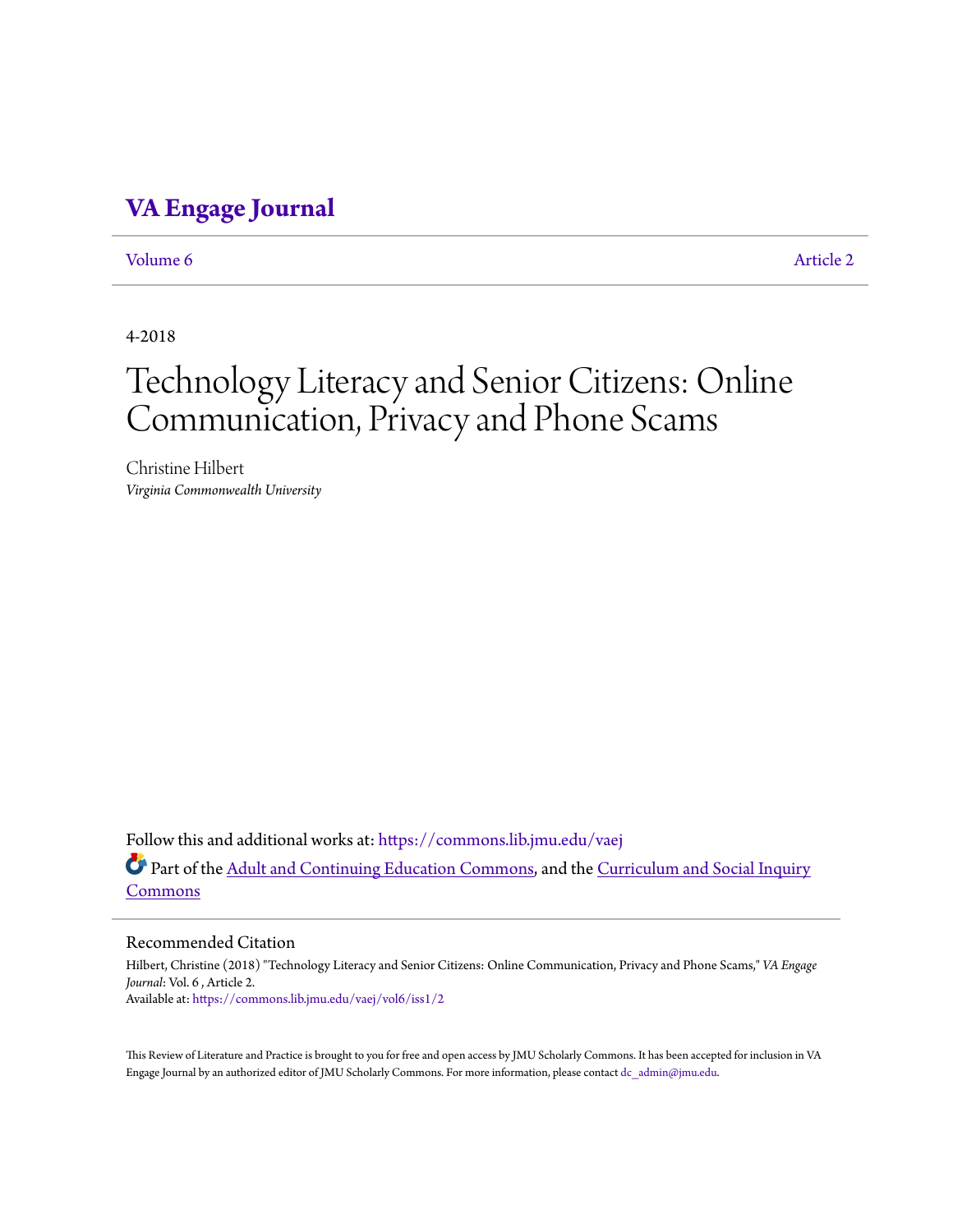# VA Engage Journal

Volume 6 Article 2

4-2018

# Technology Literacy and Senior Citizens: Online Communication, Privacy and Phone Scams

Christine Hilbert
*Virginia Commonwealth University*

Follow this and additional works at: https://commons.lib.jmu.edu/vaej

Part of the Adult and Continuing Education Commons, and the Curriculum and Social Inquiry Commons

## Recommended Citation

Hilbert, Christine (2018) "Technology Literacy and Senior Citizens: Online Communication, Privacy and Phone Scams," *VA Engage Journal*: Vol. 6 , Article 2.
Available at: https://commons.lib.jmu.edu/vaej/vol6/iss1/2

This Review of Literature and Practice is brought to you for free and open access by JMU Scholarly Commons. It has been accepted for inclusion in VA Engage Journal by an authorized editor of JMU Scholarly Commons. For more information, please contact dc_admin@jmu.edu.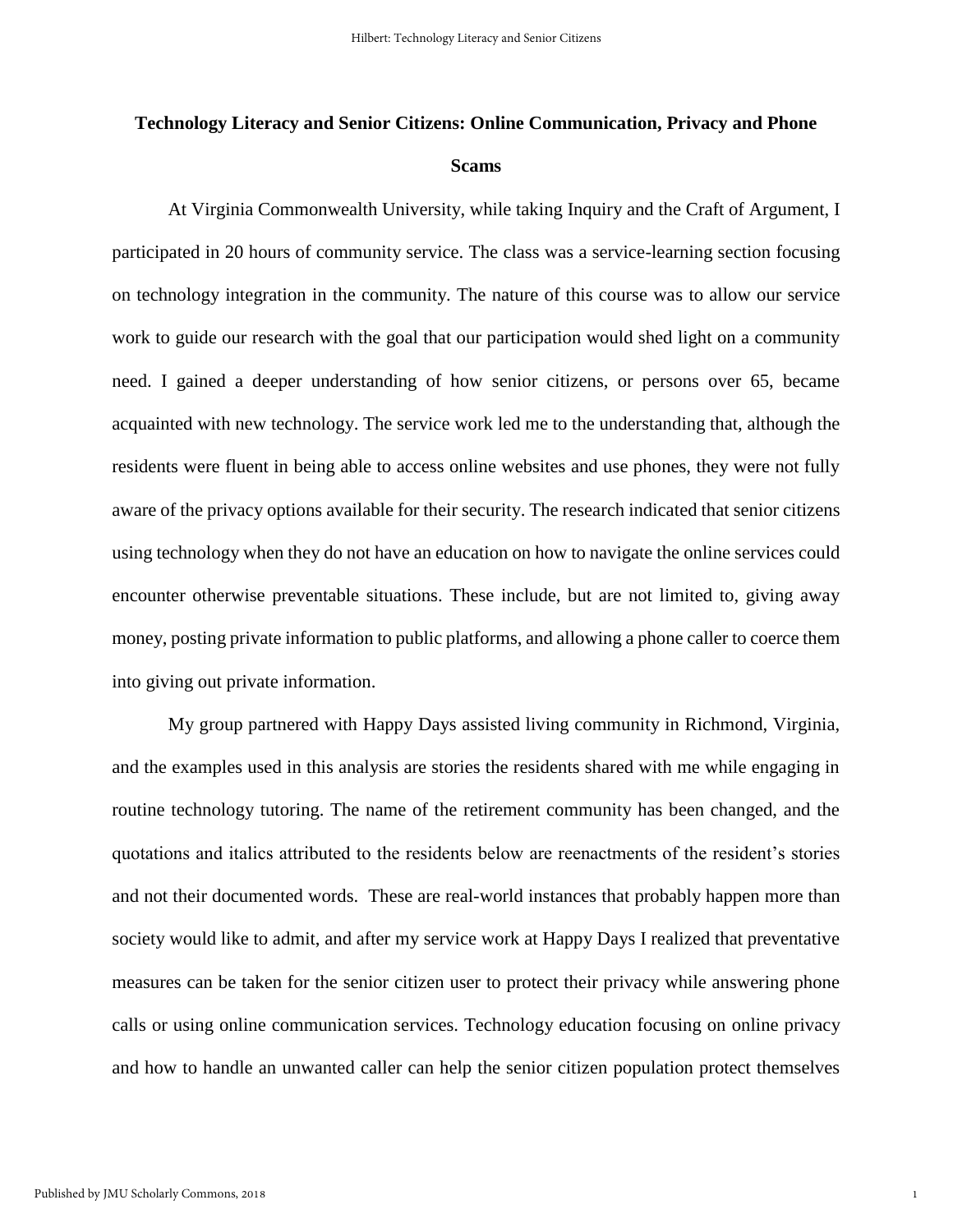# Technology Literacy and Senior Citizens: Online Communication, Privacy and Phone Scams

At Virginia Commonwealth University, while taking Inquiry and the Craft of Argument, I participated in 20 hours of community service. The class was a service-learning section focusing on technology integration in the community. The nature of this course was to allow our service work to guide our research with the goal that our participation would shed light on a community need. I gained a deeper understanding of how senior citizens, or persons over 65, became acquainted with new technology. The service work led me to the understanding that, although the residents were fluent in being able to access online websites and use phones, they were not fully aware of the privacy options available for their security. The research indicated that senior citizens using technology when they do not have an education on how to navigate the online services could encounter otherwise preventable situations. These include, but are not limited to, giving away money, posting private information to public platforms, and allowing a phone caller to coerce them into giving out private information.

My group partnered with Happy Days assisted living community in Richmond, Virginia, and the examples used in this analysis are stories the residents shared with me while engaging in routine technology tutoring. The name of the retirement community has been changed, and the quotations and italics attributed to the residents below are reenactments of the resident's stories and not their documented words. These are real-world instances that probably happen more than society would like to admit, and after my service work at Happy Days I realized that preventative measures can be taken for the senior citizen user to protect their privacy while answering phone calls or using online communication services. Technology education focusing on online privacy and how to handle an unwanted caller can help the senior citizen population protect themselves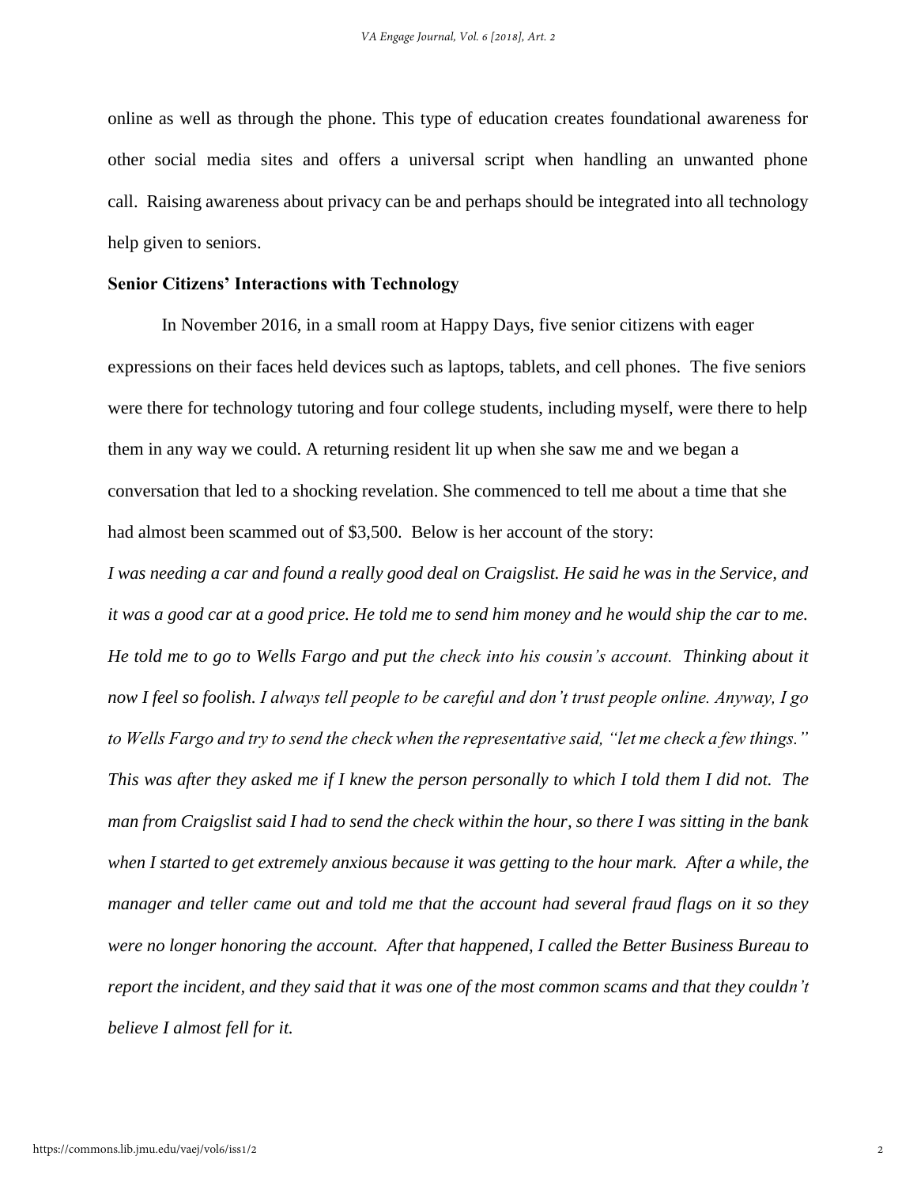online as well as through the phone. This type of education creates foundational awareness for other social media sites and offers a universal script when handling an unwanted phone call. Raising awareness about privacy can be and perhaps should be integrated into all technology help given to seniors.

**Senior Citizens' Interactions with Technology**

In November 2016, in a small room at Happy Days, five senior citizens with eager expressions on their faces held devices such as laptops, tablets, and cell phones. The five seniors were there for technology tutoring and four college students, including myself, were there to help them in any way we could. A returning resident lit up when she saw me and we began a conversation that led to a shocking revelation. She commenced to tell me about a time that she had almost been scammed out of $3,500. Below is her account of the story:

*I was needing a car and found a really good deal on Craigslist. He said he was in the Service, and it was a good car at a good price. He told me to send him money and he would ship the car to me. He told me to go to Wells Fargo and put the check into his cousin's account. Thinking about it now I feel so foolish. I always tell people to be careful and don't trust people online. Anyway, I go to Wells Fargo and try to send the check when the representative said, "let me check a few things." This was after they asked me if I knew the person personally to which I told them I did not. The man from Craigslist said I had to send the check within the hour, so there I was sitting in the bank when I started to get extremely anxious because it was getting to the hour mark. After a while, the manager and teller came out and told me that the account had several fraud flags on it so they were no longer honoring the account. After that happened, I called the Better Business Bureau to report the incident, and they said that it was one of the most common scams and that they couldn't believe I almost fell for it.*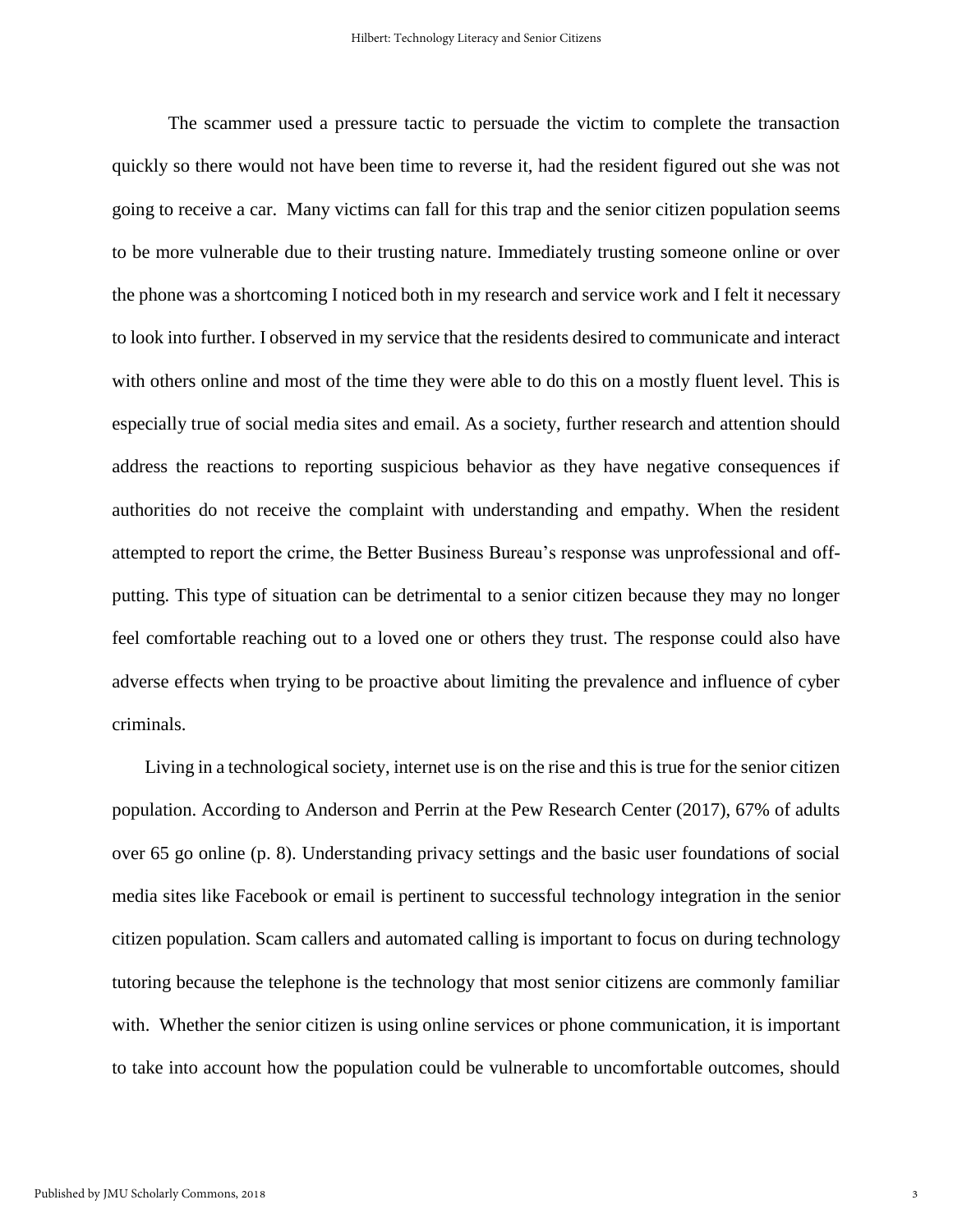The scammer used a pressure tactic to persuade the victim to complete the transaction quickly so there would not have been time to reverse it, had the resident figured out she was not going to receive a car. Many victims can fall for this trap and the senior citizen population seems to be more vulnerable due to their trusting nature. Immediately trusting someone online or over the phone was a shortcoming I noticed both in my research and service work and I felt it necessary to look into further. I observed in my service that the residents desired to communicate and interact with others online and most of the time they were able to do this on a mostly fluent level. This is especially true of social media sites and email. As a society, further research and attention should address the reactions to reporting suspicious behavior as they have negative consequences if authorities do not receive the complaint with understanding and empathy. When the resident attempted to report the crime, the Better Business Bureau's response was unprofessional and off-putting. This type of situation can be detrimental to a senior citizen because they may no longer feel comfortable reaching out to a loved one or others they trust. The response could also have adverse effects when trying to be proactive about limiting the prevalence and influence of cyber criminals.

Living in a technological society, internet use is on the rise and this is true for the senior citizen population. According to Anderson and Perrin at the Pew Research Center (2017), 67% of adults over 65 go online (p. 8). Understanding privacy settings and the basic user foundations of social media sites like Facebook or email is pertinent to successful technology integration in the senior citizen population. Scam callers and automated calling is important to focus on during technology tutoring because the telephone is the technology that most senior citizens are commonly familiar with. Whether the senior citizen is using online services or phone communication, it is important to take into account how the population could be vulnerable to uncomfortable outcomes, should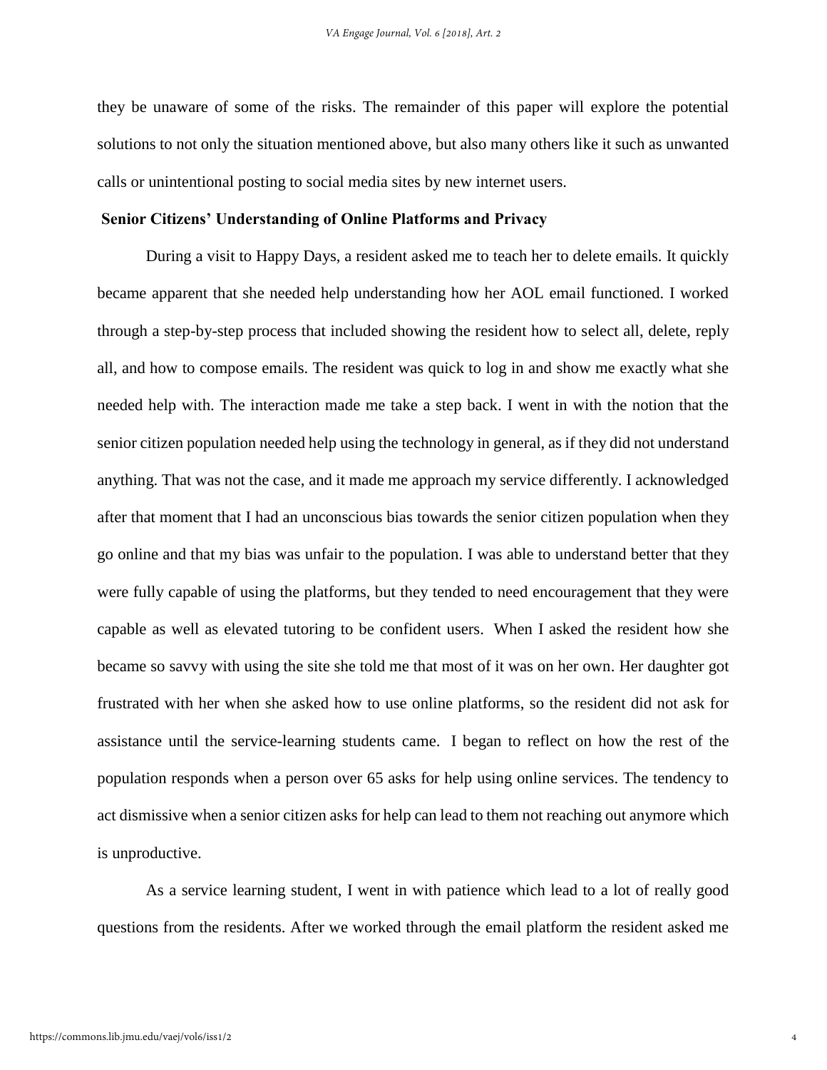they be unaware of some of the risks. The remainder of this paper will explore the potential solutions to not only the situation mentioned above, but also many others like it such as unwanted calls or unintentional posting to social media sites by new internet users.

## Senior Citizens' Understanding of Online Platforms and Privacy

During a visit to Happy Days, a resident asked me to teach her to delete emails. It quickly became apparent that she needed help understanding how her AOL email functioned. I worked through a step-by-step process that included showing the resident how to select all, delete, reply all, and how to compose emails. The resident was quick to log in and show me exactly what she needed help with. The interaction made me take a step back. I went in with the notion that the senior citizen population needed help using the technology in general, as if they did not understand anything. That was not the case, and it made me approach my service differently. I acknowledged after that moment that I had an unconscious bias towards the senior citizen population when they go online and that my bias was unfair to the population. I was able to understand better that they were fully capable of using the platforms, but they tended to need encouragement that they were capable as well as elevated tutoring to be confident users. When I asked the resident how she became so savvy with using the site she told me that most of it was on her own. Her daughter got frustrated with her when she asked how to use online platforms, so the resident did not ask for assistance until the service-learning students came. I began to reflect on how the rest of the population responds when a person over 65 asks for help using online services. The tendency to act dismissive when a senior citizen asks for help can lead to them not reaching out anymore which is unproductive.

As a service learning student, I went in with patience which lead to a lot of really good questions from the residents. After we worked through the email platform the resident asked me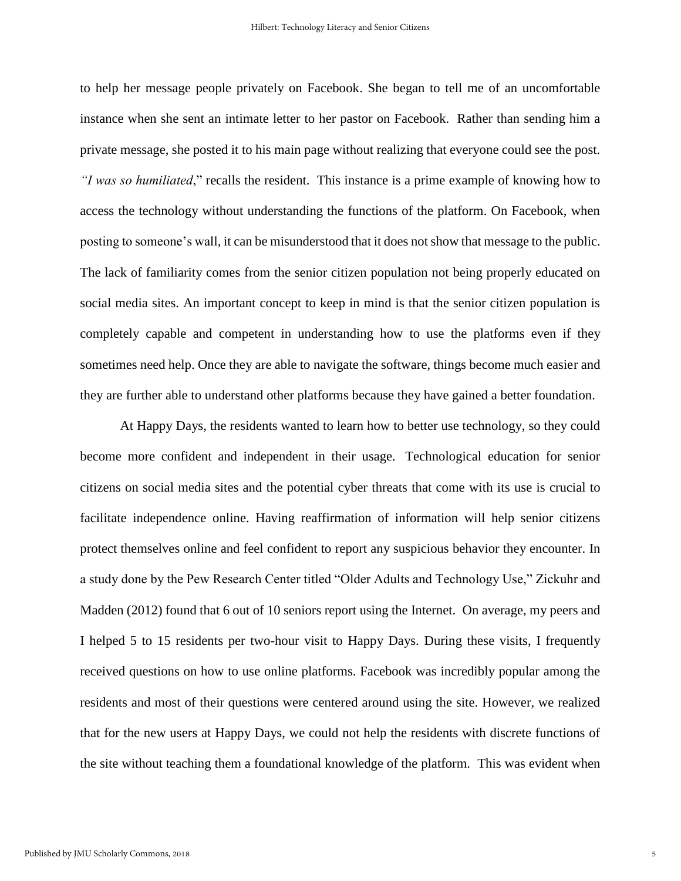to help her message people privately on Facebook. She began to tell me of an uncomfortable instance when she sent an intimate letter to her pastor on Facebook. Rather than sending him a private message, she posted it to his main page without realizing that everyone could see the post. *"I was so humiliated*," recalls the resident. This instance is a prime example of knowing how to access the technology without understanding the functions of the platform. On Facebook, when posting to someone's wall, it can be misunderstood that it does not show that message to the public. The lack of familiarity comes from the senior citizen population not being properly educated on social media sites. An important concept to keep in mind is that the senior citizen population is completely capable and competent in understanding how to use the platforms even if they sometimes need help. Once they are able to navigate the software, things become much easier and they are further able to understand other platforms because they have gained a better foundation.

At Happy Days, the residents wanted to learn how to better use technology, so they could become more confident and independent in their usage. Technological education for senior citizens on social media sites and the potential cyber threats that come with its use is crucial to facilitate independence online. Having reaffirmation of information will help senior citizens protect themselves online and feel confident to report any suspicious behavior they encounter. In a study done by the Pew Research Center titled "Older Adults and Technology Use," Zickuhr and Madden (2012) found that 6 out of 10 seniors report using the Internet. On average, my peers and I helped 5 to 15 residents per two-hour visit to Happy Days. During these visits, I frequently received questions on how to use online platforms. Facebook was incredibly popular among the residents and most of their questions were centered around using the site. However, we realized that for the new users at Happy Days, we could not help the residents with discrete functions of the site without teaching them a foundational knowledge of the platform. This was evident when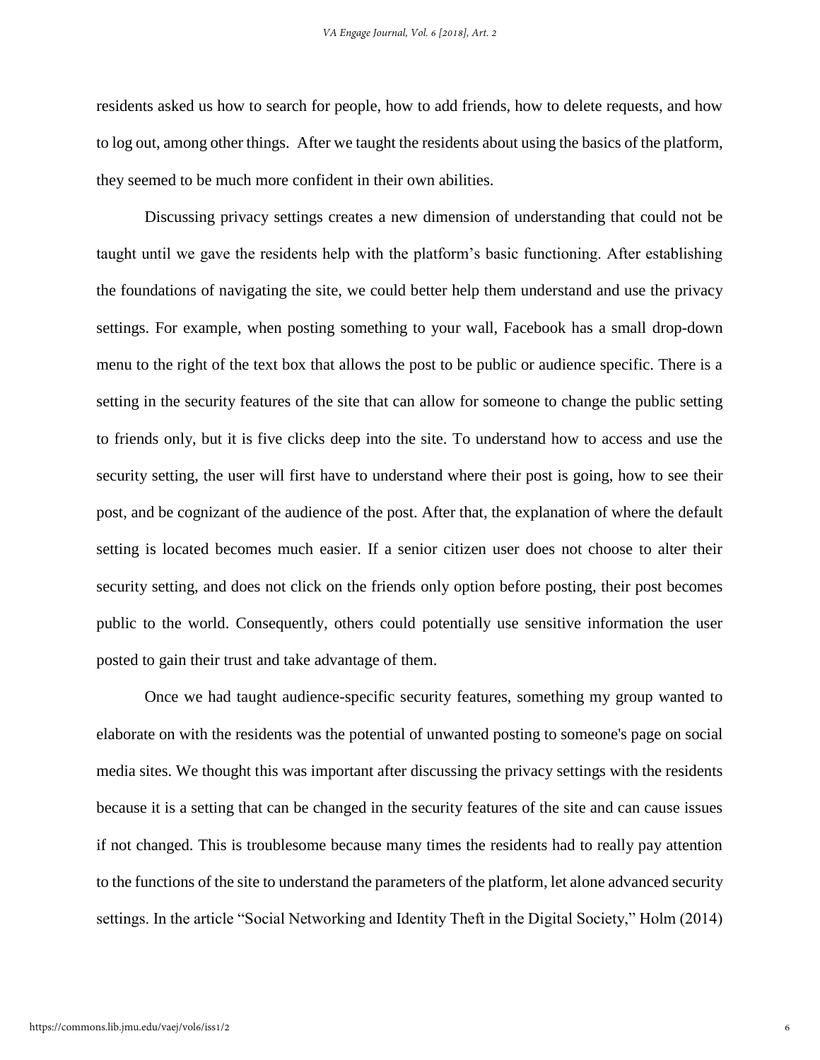residents asked us how to search for people, how to add friends, how to delete requests, and how to log out, among other things. After we taught the residents about using the basics of the platform, they seemed to be much more confident in their own abilities.

Discussing privacy settings creates a new dimension of understanding that could not be taught until we gave the residents help with the platform's basic functioning. After establishing the foundations of navigating the site, we could better help them understand and use the privacy settings. For example, when posting something to your wall, Facebook has a small drop-down menu to the right of the text box that allows the post to be public or audience specific. There is a setting in the security features of the site that can allow for someone to change the public setting to friends only, but it is five clicks deep into the site. To understand how to access and use the security setting, the user will first have to understand where their post is going, how to see their post, and be cognizant of the audience of the post. After that, the explanation of where the default setting is located becomes much easier. If a senior citizen user does not choose to alter their security setting, and does not click on the friends only option before posting, their post becomes public to the world. Consequently, others could potentially use sensitive information the user posted to gain their trust and take advantage of them.

Once we had taught audience-specific security features, something my group wanted to elaborate on with the residents was the potential of unwanted posting to someone's page on social media sites. We thought this was important after discussing the privacy settings with the residents because it is a setting that can be changed in the security features of the site and can cause issues if not changed. This is troublesome because many times the residents had to really pay attention to the functions of the site to understand the parameters of the platform, let alone advanced security settings. In the article "Social Networking and Identity Theft in the Digital Society," Holm (2014)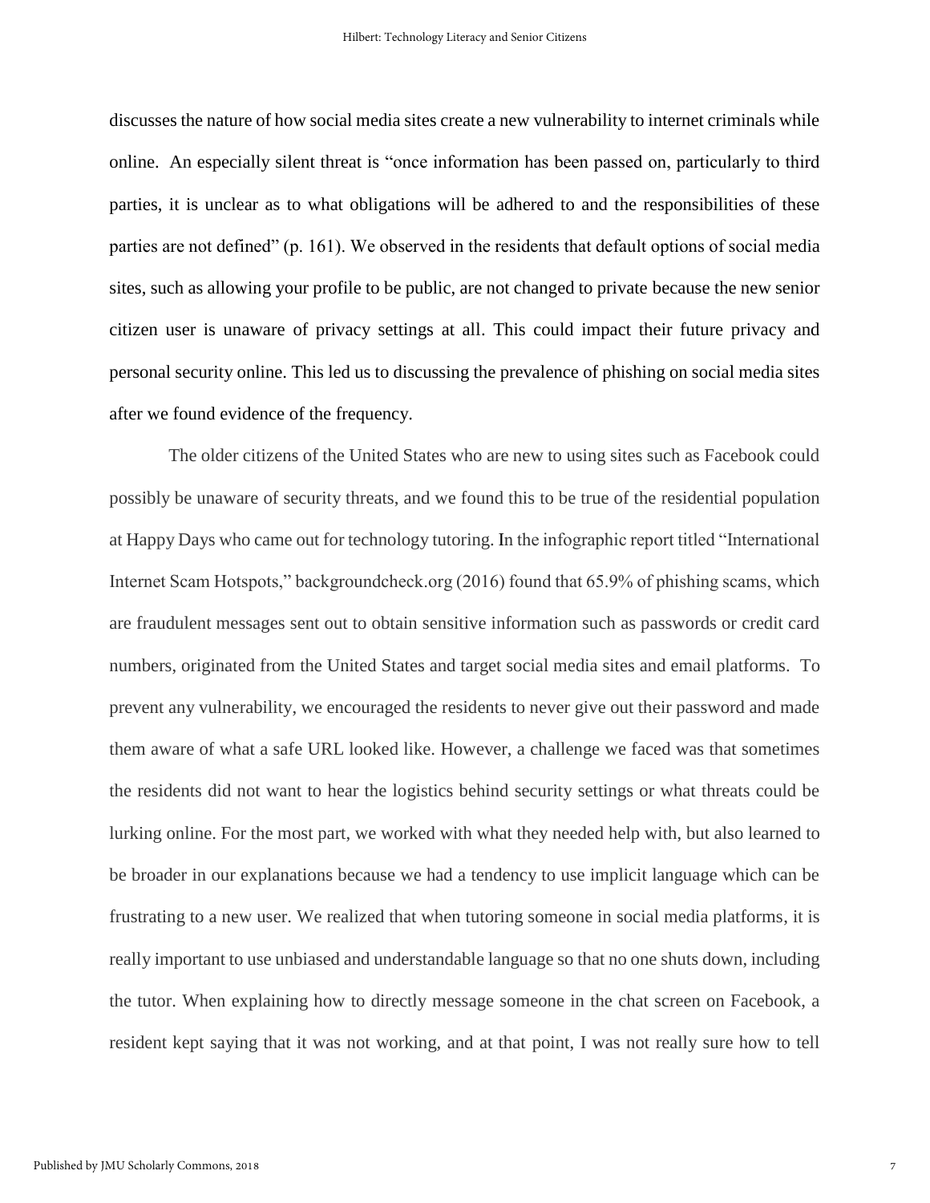discusses the nature of how social media sites create a new vulnerability to internet criminals while online. An especially silent threat is "once information has been passed on, particularly to third parties, it is unclear as to what obligations will be adhered to and the responsibilities of these parties are not defined" (p. 161). We observed in the residents that default options of social media sites, such as allowing your profile to be public, are not changed to private because the new senior citizen user is unaware of privacy settings at all. This could impact their future privacy and personal security online. This led us to discussing the prevalence of phishing on social media sites after we found evidence of the frequency.

The older citizens of the United States who are new to using sites such as Facebook could possibly be unaware of security threats, and we found this to be true of the residential population at Happy Days who came out for technology tutoring. In the infographic report titled "International Internet Scam Hotspots," backgroundcheck.org (2016) found that 65.9% of phishing scams, which are fraudulent messages sent out to obtain sensitive information such as passwords or credit card numbers, originated from the United States and target social media sites and email platforms. To prevent any vulnerability, we encouraged the residents to never give out their password and made them aware of what a safe URL looked like. However, a challenge we faced was that sometimes the residents did not want to hear the logistics behind security settings or what threats could be lurking online. For the most part, we worked with what they needed help with, but also learned to be broader in our explanations because we had a tendency to use implicit language which can be frustrating to a new user. We realized that when tutoring someone in social media platforms, it is really important to use unbiased and understandable language so that no one shuts down, including the tutor. When explaining how to directly message someone in the chat screen on Facebook, a resident kept saying that it was not working, and at that point, I was not really sure how to tell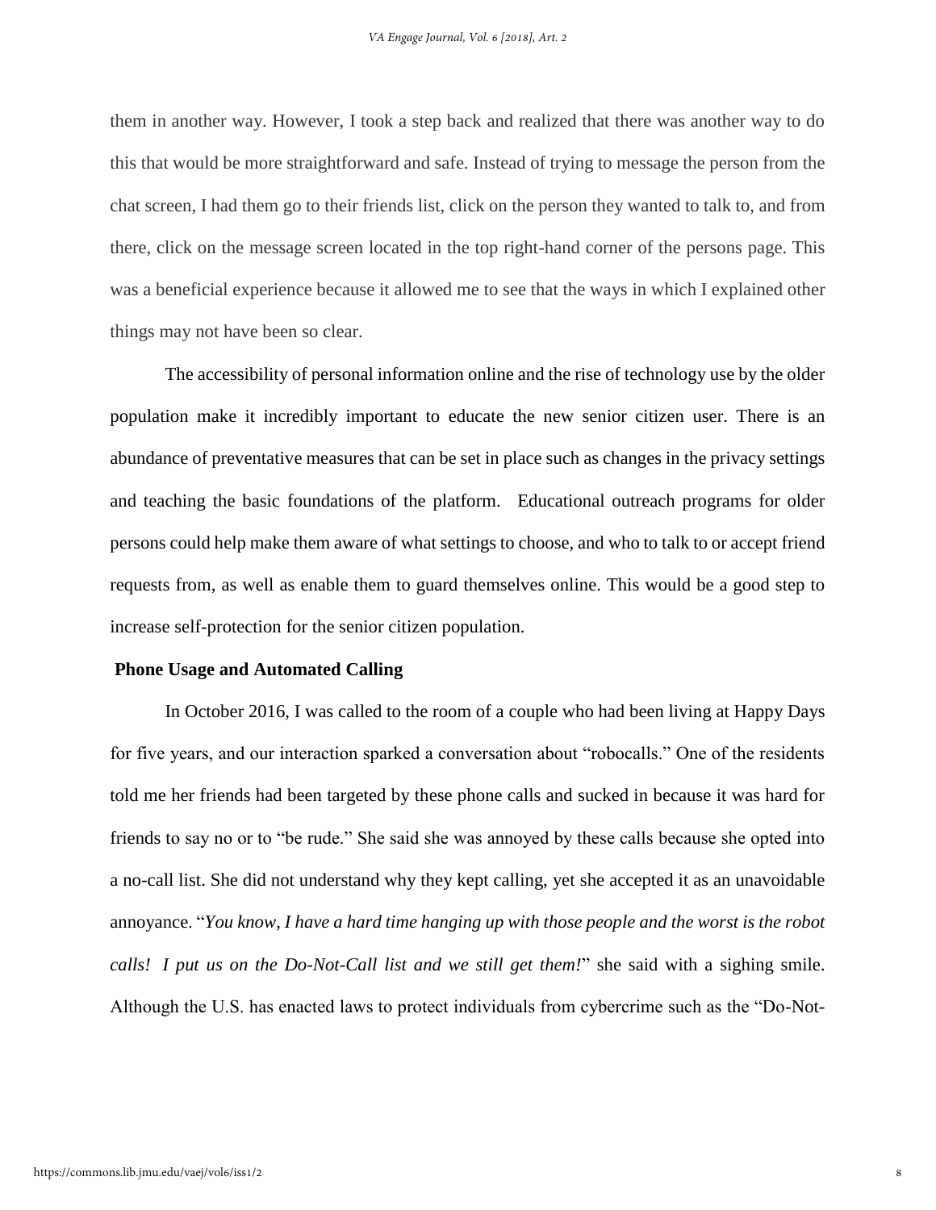them in another way. However, I took a step back and realized that there was another way to do this that would be more straightforward and safe. Instead of trying to message the person from the chat screen, I had them go to their friends list, click on the person they wanted to talk to, and from there, click on the message screen located in the top right-hand corner of the persons page. This was a beneficial experience because it allowed me to see that the ways in which I explained other things may not have been so clear.

The accessibility of personal information online and the rise of technology use by the older population make it incredibly important to educate the new senior citizen user. There is an abundance of preventative measures that can be set in place such as changes in the privacy settings and teaching the basic foundations of the platform. Educational outreach programs for older persons could help make them aware of what settings to choose, and who to talk to or accept friend requests from, as well as enable them to guard themselves online. This would be a good step to increase self-protection for the senior citizen population.

**Phone Usage and Automated Calling**

In October 2016, I was called to the room of a couple who had been living at Happy Days for five years, and our interaction sparked a conversation about "robocalls." One of the residents told me her friends had been targeted by these phone calls and sucked in because it was hard for friends to say no or to "be rude." She said she was annoyed by these calls because she opted into a no-call list. She did not understand why they kept calling, yet she accepted it as an unavoidable annoyance. "*You know, I have a hard time hanging up with those people and the worst is the robot calls! I put us on the Do-Not-Call list and we still get them!*" she said with a sighing smile. Although the U.S. has enacted laws to protect individuals from cybercrime such as the "Do-Not-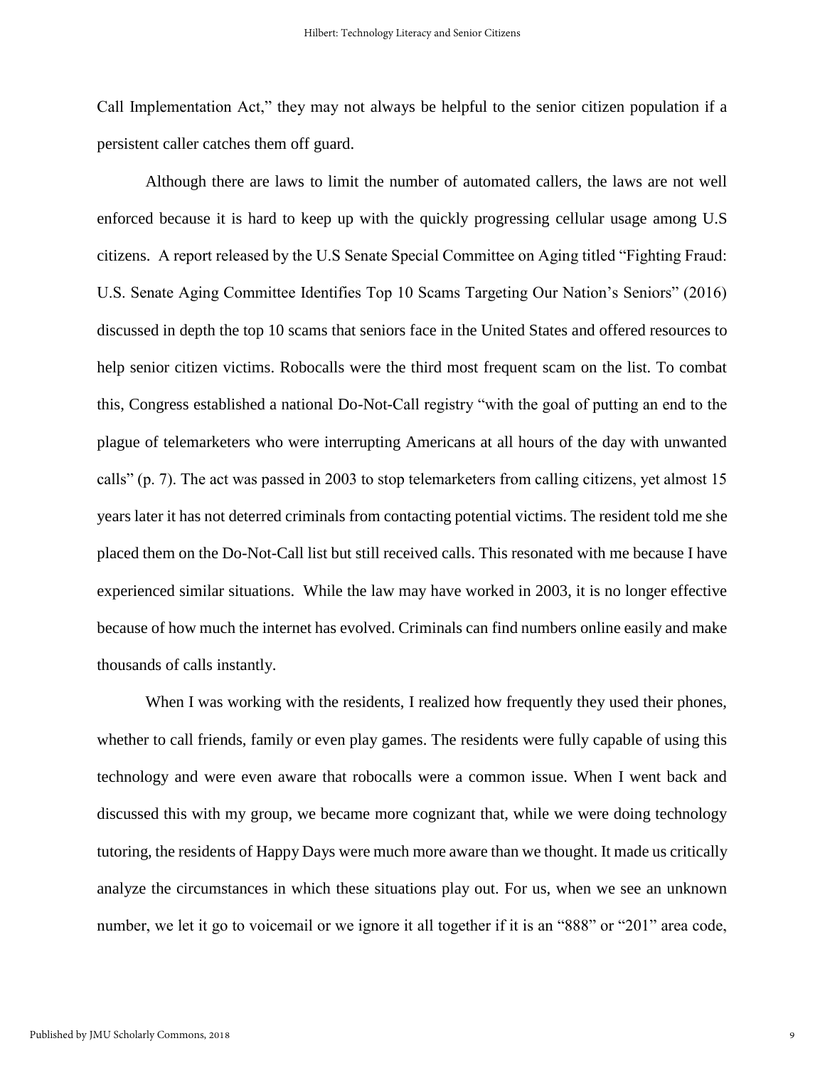Call Implementation Act," they may not always be helpful to the senior citizen population if a persistent caller catches them off guard.

Although there are laws to limit the number of automated callers, the laws are not well enforced because it is hard to keep up with the quickly progressing cellular usage among U.S citizens. A report released by the U.S Senate Special Committee on Aging titled "Fighting Fraud: U.S. Senate Aging Committee Identifies Top 10 Scams Targeting Our Nation's Seniors" (2016) discussed in depth the top 10 scams that seniors face in the United States and offered resources to help senior citizen victims. Robocalls were the third most frequent scam on the list. To combat this, Congress established a national Do-Not-Call registry "with the goal of putting an end to the plague of telemarketers who were interrupting Americans at all hours of the day with unwanted calls" (p. 7). The act was passed in 2003 to stop telemarketers from calling citizens, yet almost 15 years later it has not deterred criminals from contacting potential victims. The resident told me she placed them on the Do-Not-Call list but still received calls. This resonated with me because I have experienced similar situations. While the law may have worked in 2003, it is no longer effective because of how much the internet has evolved. Criminals can find numbers online easily and make thousands of calls instantly.

When I was working with the residents, I realized how frequently they used their phones, whether to call friends, family or even play games. The residents were fully capable of using this technology and were even aware that robocalls were a common issue. When I went back and discussed this with my group, we became more cognizant that, while we were doing technology tutoring, the residents of Happy Days were much more aware than we thought. It made us critically analyze the circumstances in which these situations play out. For us, when we see an unknown number, we let it go to voicemail or we ignore it all together if it is an "888" or "201" area code,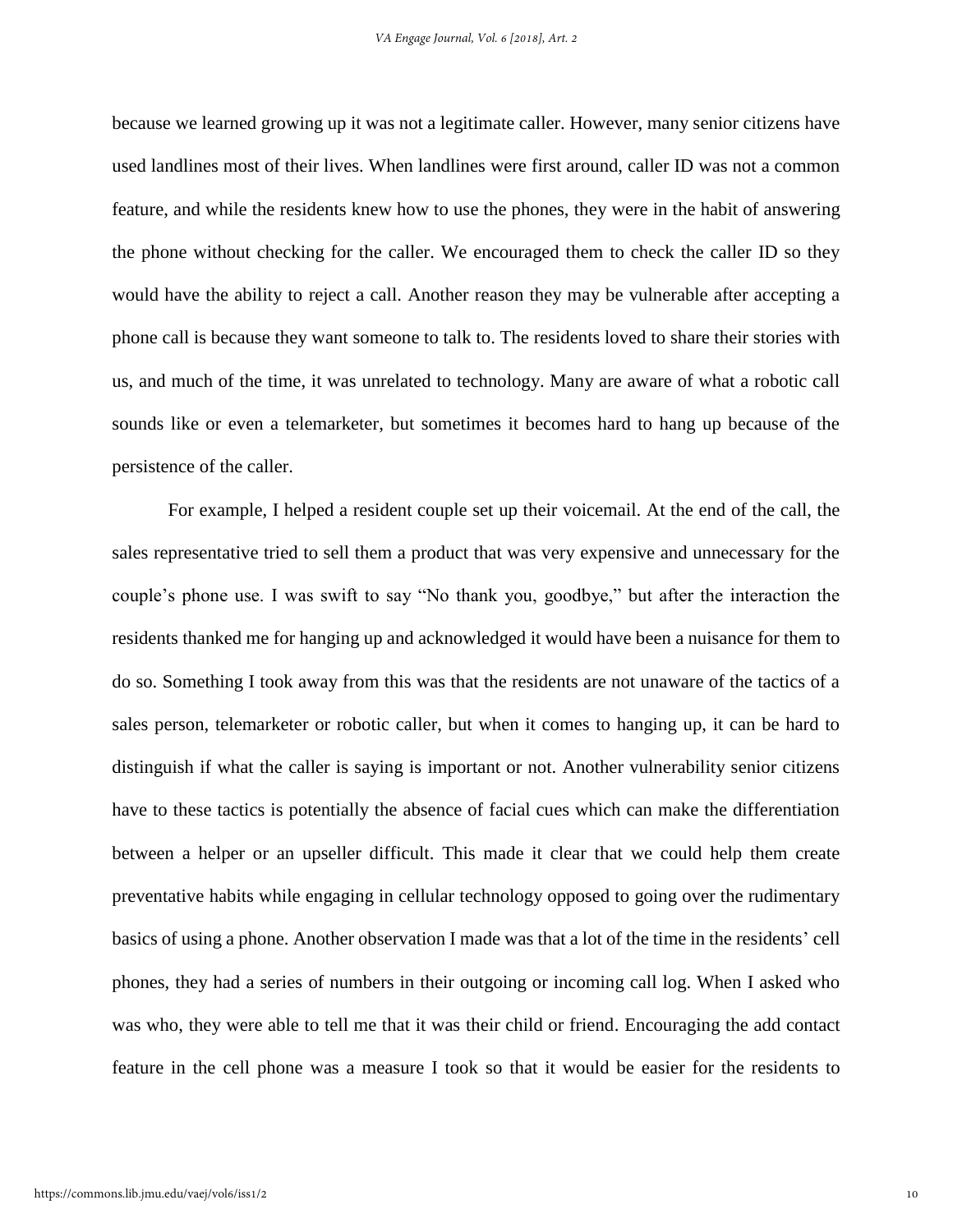because we learned growing up it was not a legitimate caller. However, many senior citizens have used landlines most of their lives. When landlines were first around, caller ID was not a common feature, and while the residents knew how to use the phones, they were in the habit of answering the phone without checking for the caller. We encouraged them to check the caller ID so they would have the ability to reject a call. Another reason they may be vulnerable after accepting a phone call is because they want someone to talk to. The residents loved to share their stories with us, and much of the time, it was unrelated to technology. Many are aware of what a robotic call sounds like or even a telemarketer, but sometimes it becomes hard to hang up because of the persistence of the caller.

For example, I helped a resident couple set up their voicemail. At the end of the call, the sales representative tried to sell them a product that was very expensive and unnecessary for the couple's phone use. I was swift to say "No thank you, goodbye," but after the interaction the residents thanked me for hanging up and acknowledged it would have been a nuisance for them to do so. Something I took away from this was that the residents are not unaware of the tactics of a sales person, telemarketer or robotic caller, but when it comes to hanging up, it can be hard to distinguish if what the caller is saying is important or not. Another vulnerability senior citizens have to these tactics is potentially the absence of facial cues which can make the differentiation between a helper or an upseller difficult. This made it clear that we could help them create preventative habits while engaging in cellular technology opposed to going over the rudimentary basics of using a phone. Another observation I made was that a lot of the time in the residents' cell phones, they had a series of numbers in their outgoing or incoming call log. When I asked who was who, they were able to tell me that it was their child or friend. Encouraging the add contact feature in the cell phone was a measure I took so that it would be easier for the residents to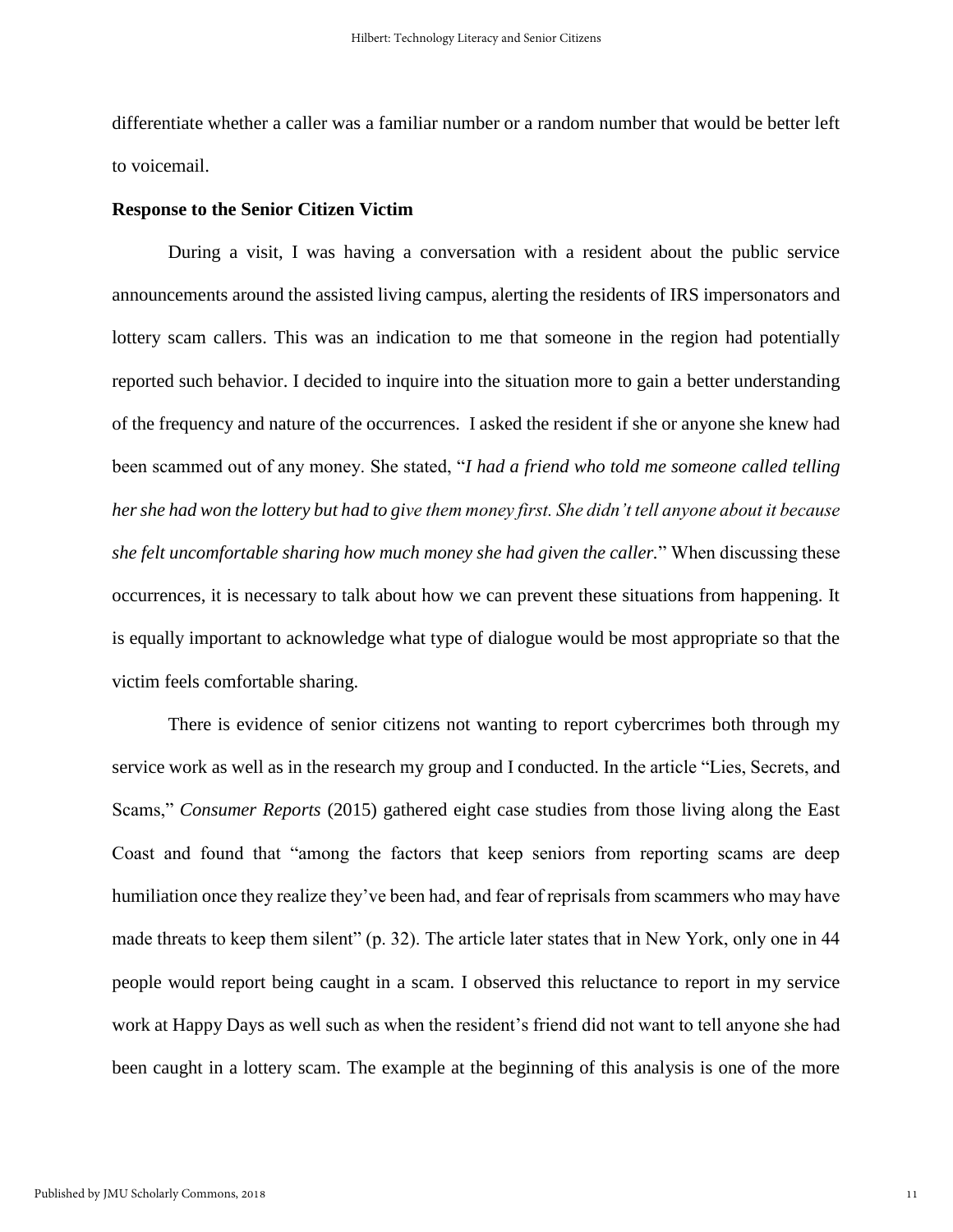differentiate whether a caller was a familiar number or a random number that would be better left to voicemail.

**Response to the Senior Citizen Victim**

During a visit, I was having a conversation with a resident about the public service announcements around the assisted living campus, alerting the residents of IRS impersonators and lottery scam callers. This was an indication to me that someone in the region had potentially reported such behavior. I decided to inquire into the situation more to gain a better understanding of the frequency and nature of the occurrences. I asked the resident if she or anyone she knew had been scammed out of any money. She stated, "*I had a friend who told me someone called telling her she had won the lottery but had to give them money first. She didn't tell anyone about it because she felt uncomfortable sharing how much money she had given the caller.*" When discussing these occurrences, it is necessary to talk about how we can prevent these situations from happening. It is equally important to acknowledge what type of dialogue would be most appropriate so that the victim feels comfortable sharing.

There is evidence of senior citizens not wanting to report cybercrimes both through my service work as well as in the research my group and I conducted. In the article "Lies, Secrets, and Scams," *Consumer Reports* (2015) gathered eight case studies from those living along the East Coast and found that "among the factors that keep seniors from reporting scams are deep humiliation once they realize they've been had, and fear of reprisals from scammers who may have made threats to keep them silent" (p. 32). The article later states that in New York, only one in 44 people would report being caught in a scam. I observed this reluctance to report in my service work at Happy Days as well such as when the resident's friend did not want to tell anyone she had been caught in a lottery scam. The example at the beginning of this analysis is one of the more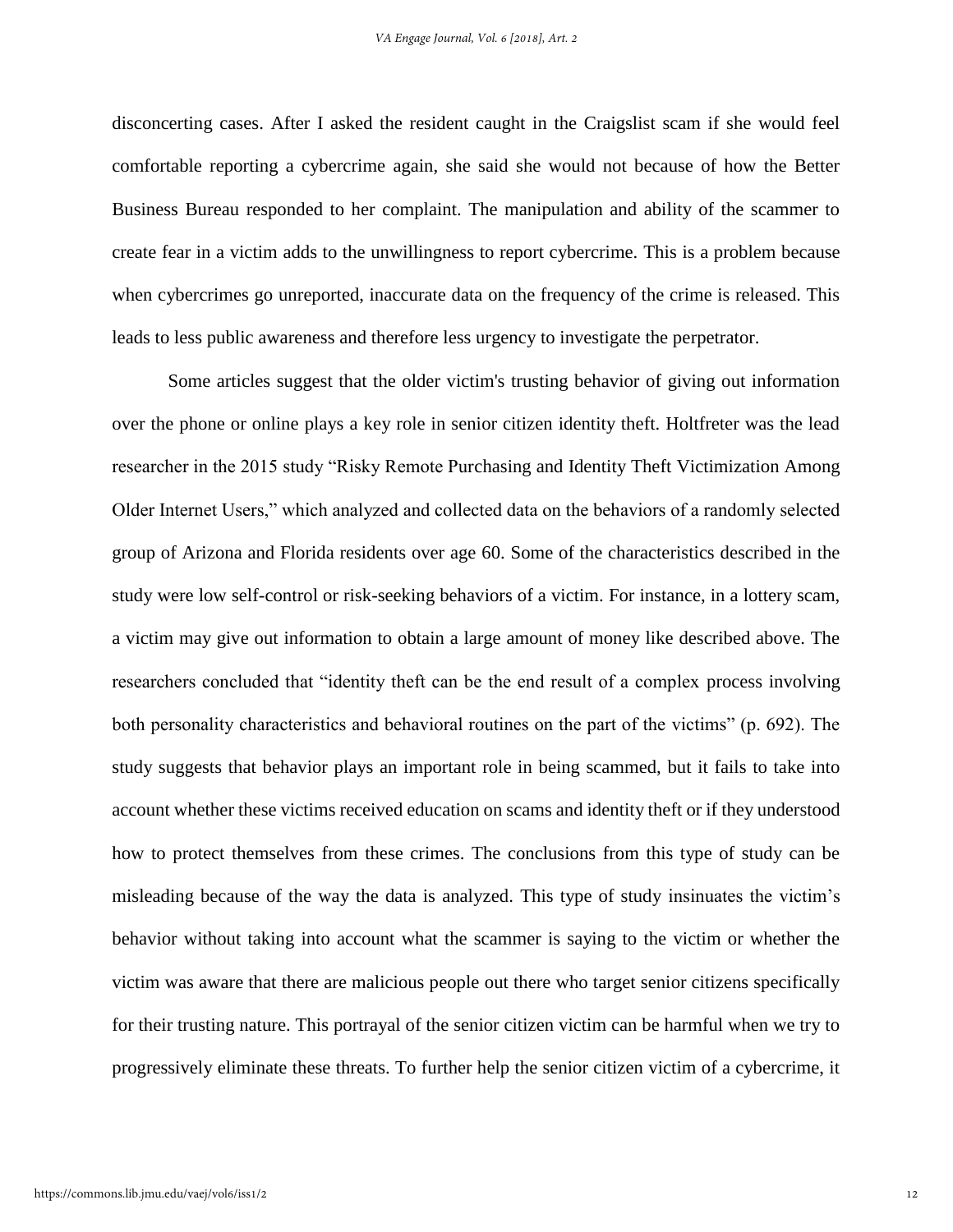disconcerting cases. After I asked the resident caught in the Craigslist scam if she would feel comfortable reporting a cybercrime again, she said she would not because of how the Better Business Bureau responded to her complaint. The manipulation and ability of the scammer to create fear in a victim adds to the unwillingness to report cybercrime. This is a problem because when cybercrimes go unreported, inaccurate data on the frequency of the crime is released. This leads to less public awareness and therefore less urgency to investigate the perpetrator.

Some articles suggest that the older victim's trusting behavior of giving out information over the phone or online plays a key role in senior citizen identity theft. Holtfreter was the lead researcher in the 2015 study "Risky Remote Purchasing and Identity Theft Victimization Among Older Internet Users," which analyzed and collected data on the behaviors of a randomly selected group of Arizona and Florida residents over age 60. Some of the characteristics described in the study were low self-control or risk-seeking behaviors of a victim. For instance, in a lottery scam, a victim may give out information to obtain a large amount of money like described above. The researchers concluded that "identity theft can be the end result of a complex process involving both personality characteristics and behavioral routines on the part of the victims" (p. 692). The study suggests that behavior plays an important role in being scammed, but it fails to take into account whether these victims received education on scams and identity theft or if they understood how to protect themselves from these crimes. The conclusions from this type of study can be misleading because of the way the data is analyzed. This type of study insinuates the victim's behavior without taking into account what the scammer is saying to the victim or whether the victim was aware that there are malicious people out there who target senior citizens specifically for their trusting nature. This portrayal of the senior citizen victim can be harmful when we try to progressively eliminate these threats. To further help the senior citizen victim of a cybercrime, it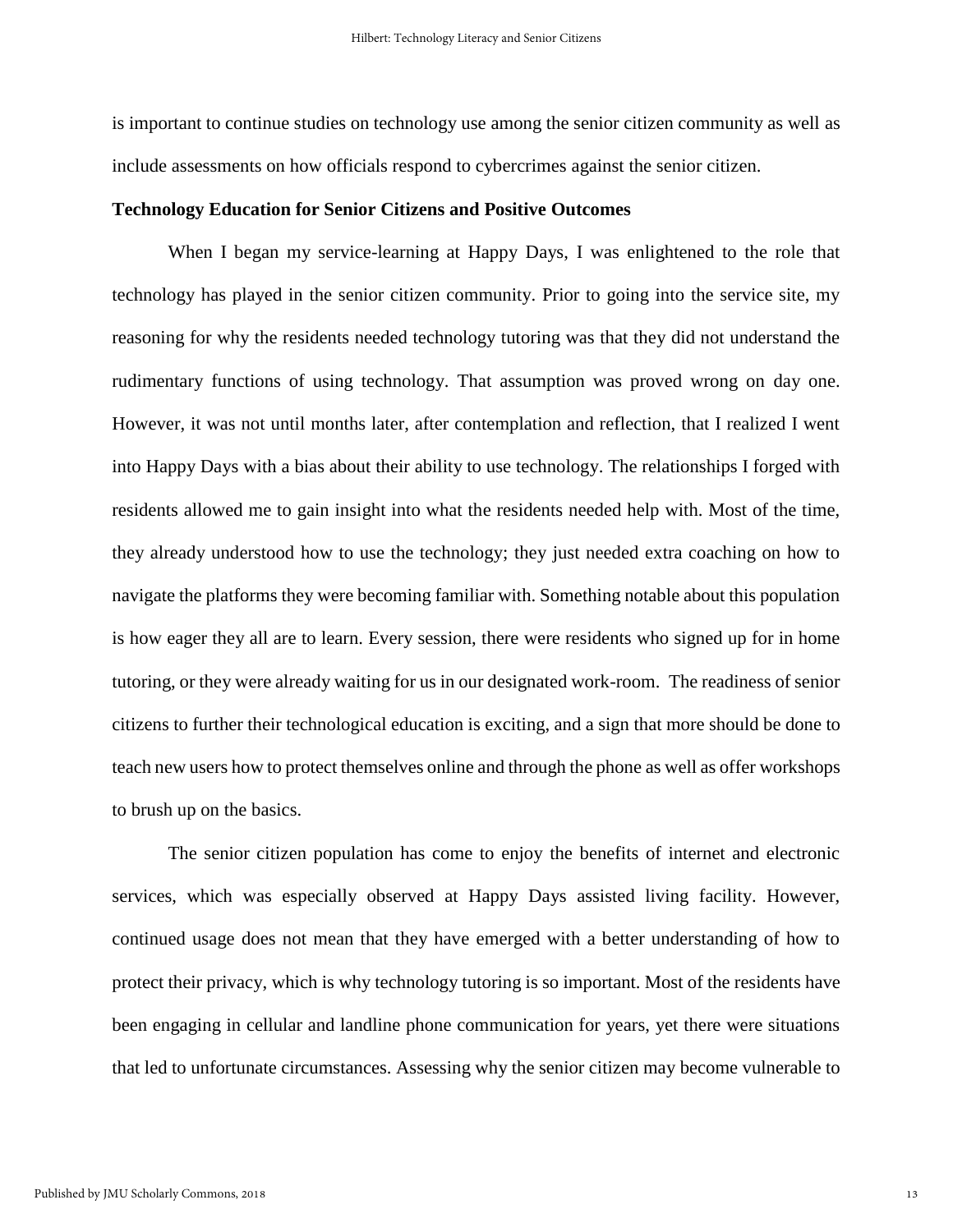is important to continue studies on technology use among the senior citizen community as well as include assessments on how officials respond to cybercrimes against the senior citizen.

**Technology Education for Senior Citizens and Positive Outcomes**

When I began my service-learning at Happy Days, I was enlightened to the role that technology has played in the senior citizen community. Prior to going into the service site, my reasoning for why the residents needed technology tutoring was that they did not understand the rudimentary functions of using technology. That assumption was proved wrong on day one. However, it was not until months later, after contemplation and reflection, that I realized I went into Happy Days with a bias about their ability to use technology. The relationships I forged with residents allowed me to gain insight into what the residents needed help with. Most of the time, they already understood how to use the technology; they just needed extra coaching on how to navigate the platforms they were becoming familiar with. Something notable about this population is how eager they all are to learn. Every session, there were residents who signed up for in home tutoring, or they were already waiting for us in our designated work-room. The readiness of senior citizens to further their technological education is exciting, and a sign that more should be done to teach new users how to protect themselves online and through the phone as well as offer workshops to brush up on the basics.

The senior citizen population has come to enjoy the benefits of internet and electronic services, which was especially observed at Happy Days assisted living facility. However, continued usage does not mean that they have emerged with a better understanding of how to protect their privacy, which is why technology tutoring is so important. Most of the residents have been engaging in cellular and landline phone communication for years, yet there were situations that led to unfortunate circumstances. Assessing why the senior citizen may become vulnerable to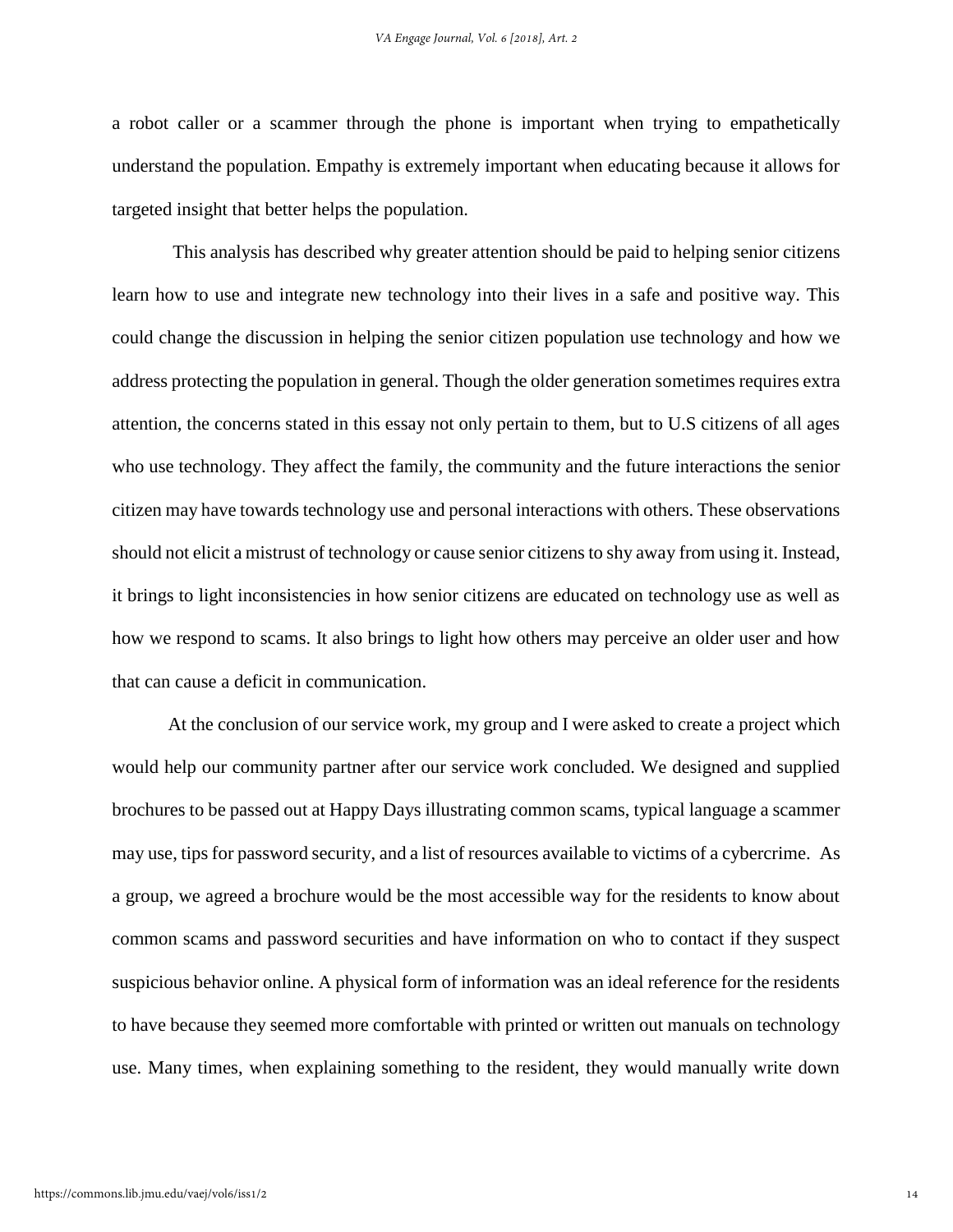a robot caller or a scammer through the phone is important when trying to empathetically understand the population. Empathy is extremely important when educating because it allows for targeted insight that better helps the population.

This analysis has described why greater attention should be paid to helping senior citizens learn how to use and integrate new technology into their lives in a safe and positive way. This could change the discussion in helping the senior citizen population use technology and how we address protecting the population in general. Though the older generation sometimes requires extra attention, the concerns stated in this essay not only pertain to them, but to U.S citizens of all ages who use technology. They affect the family, the community and the future interactions the senior citizen may have towards technology use and personal interactions with others. These observations should not elicit a mistrust of technology or cause senior citizens to shy away from using it. Instead, it brings to light inconsistencies in how senior citizens are educated on technology use as well as how we respond to scams. It also brings to light how others may perceive an older user and how that can cause a deficit in communication.

At the conclusion of our service work, my group and I were asked to create a project which would help our community partner after our service work concluded. We designed and supplied brochures to be passed out at Happy Days illustrating common scams, typical language a scammer may use, tips for password security, and a list of resources available to victims of a cybercrime. As a group, we agreed a brochure would be the most accessible way for the residents to know about common scams and password securities and have information on who to contact if they suspect suspicious behavior online. A physical form of information was an ideal reference for the residents to have because they seemed more comfortable with printed or written out manuals on technology use. Many times, when explaining something to the resident, they would manually write down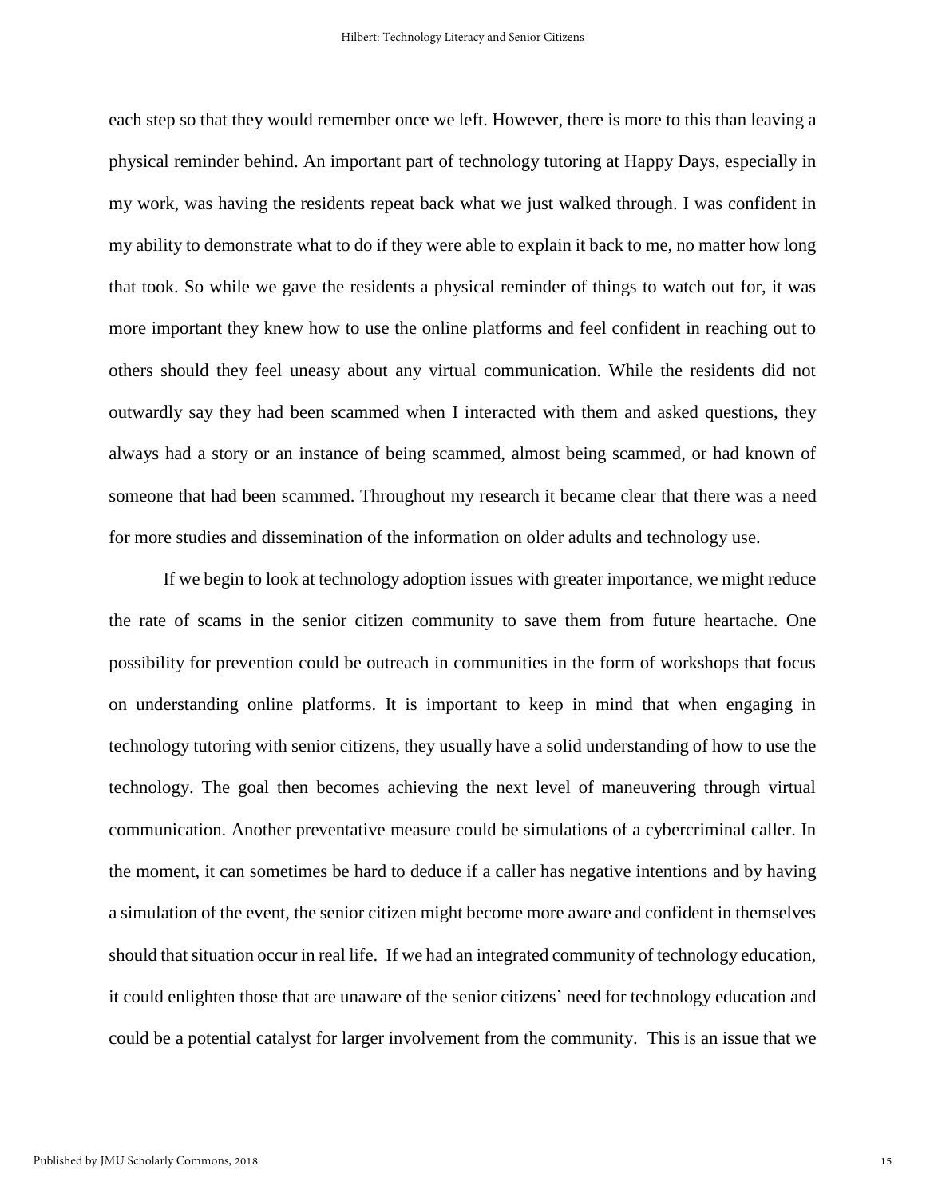each step so that they would remember once we left. However, there is more to this than leaving a physical reminder behind. An important part of technology tutoring at Happy Days, especially in my work, was having the residents repeat back what we just walked through. I was confident in my ability to demonstrate what to do if they were able to explain it back to me, no matter how long that took. So while we gave the residents a physical reminder of things to watch out for, it was more important they knew how to use the online platforms and feel confident in reaching out to others should they feel uneasy about any virtual communication. While the residents did not outwardly say they had been scammed when I interacted with them and asked questions, they always had a story or an instance of being scammed, almost being scammed, or had known of someone that had been scammed. Throughout my research it became clear that there was a need for more studies and dissemination of the information on older adults and technology use.

If we begin to look at technology adoption issues with greater importance, we might reduce the rate of scams in the senior citizen community to save them from future heartache. One possibility for prevention could be outreach in communities in the form of workshops that focus on understanding online platforms. It is important to keep in mind that when engaging in technology tutoring with senior citizens, they usually have a solid understanding of how to use the technology. The goal then becomes achieving the next level of maneuvering through virtual communication. Another preventative measure could be simulations of a cybercriminal caller. In the moment, it can sometimes be hard to deduce if a caller has negative intentions and by having a simulation of the event, the senior citizen might become more aware and confident in themselves should that situation occur in real life. If we had an integrated community of technology education, it could enlighten those that are unaware of the senior citizens' need for technology education and could be a potential catalyst for larger involvement from the community. This is an issue that we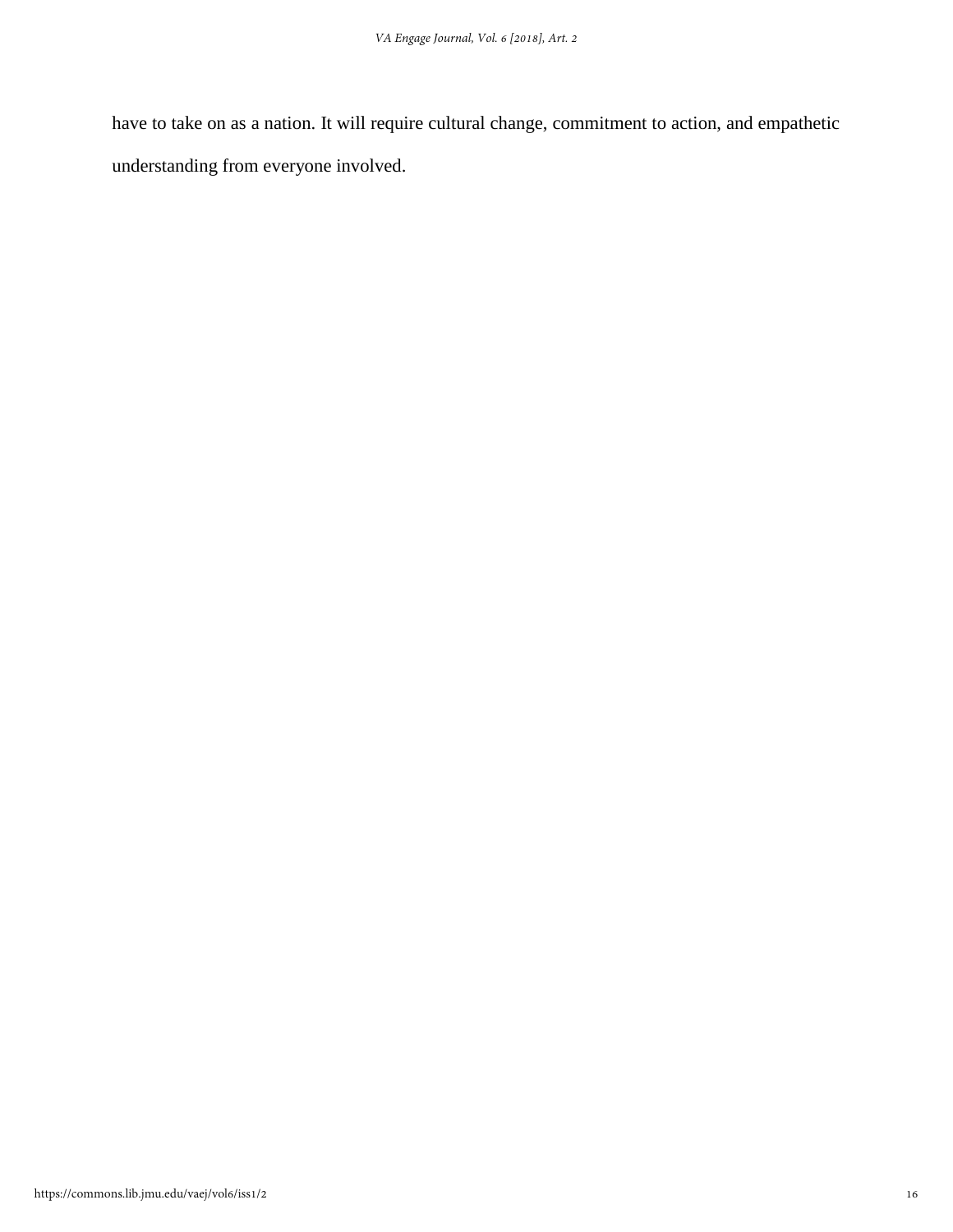have to take on as a nation. It will require cultural change, commitment to action, and empathetic understanding from everyone involved.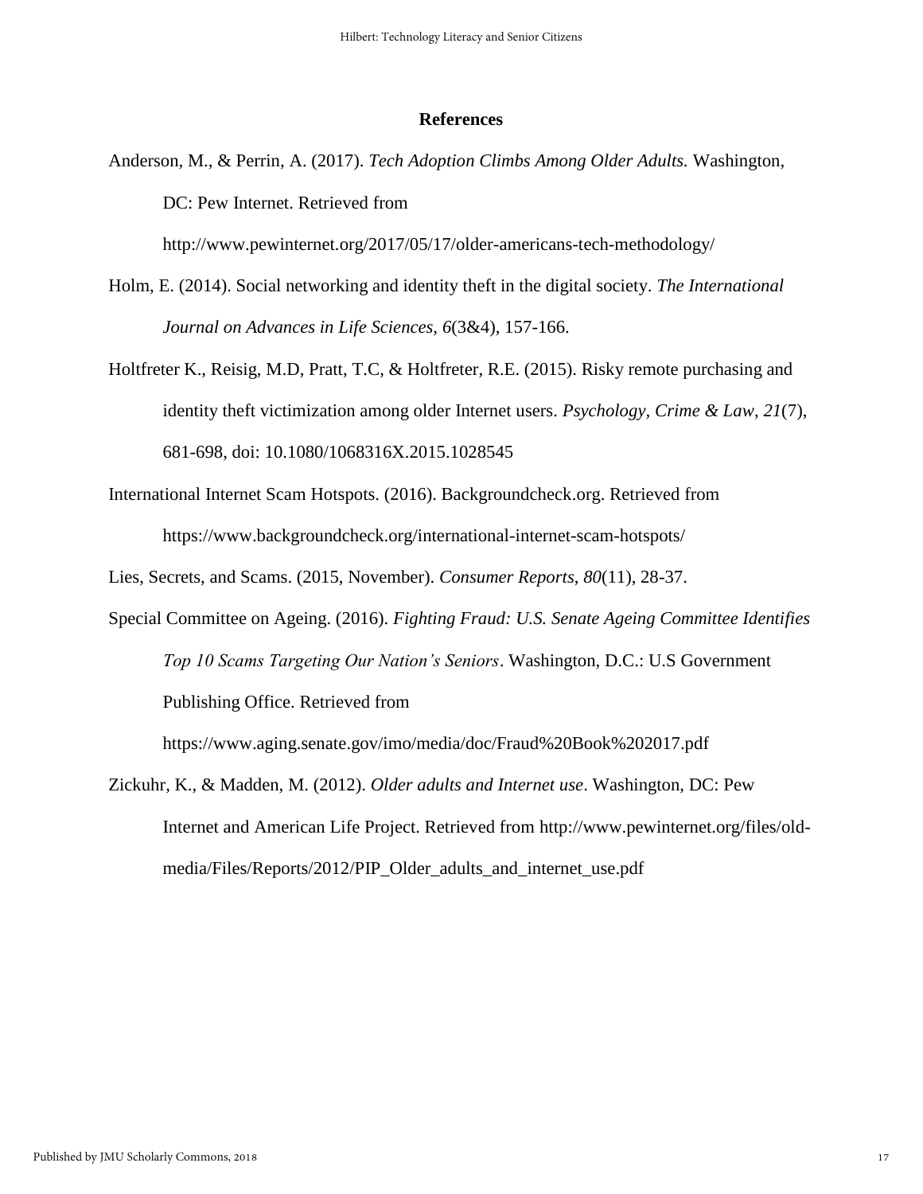## References

Anderson, M., & Perrin, A. (2017). *Tech Adoption Climbs Among Older Adults.* Washington, DC: Pew Internet. Retrieved from http://www.pewinternet.org/2017/05/17/older-americans-tech-methodology/

Holm, E. (2014). Social networking and identity theft in the digital society. *The International Journal on Advances in Life Sciences, 6*(3&4), 157-166.

Holtfreter K., Reisig, M.D, Pratt, T.C, & Holtfreter, R.E. (2015). Risky remote purchasing and identity theft victimization among older Internet users. *Psychology, Crime & Law*, *21*(7), 681-698, doi: 10.1080/1068316X.2015.1028545

International Internet Scam Hotspots. (2016). Backgroundcheck.org. Retrieved from https://www.backgroundcheck.org/international-internet-scam-hotspots/

Lies, Secrets, and Scams. (2015, November). *Consumer Reports*, *80*(11), 28-37.

Special Committee on Ageing. (2016). *Fighting Fraud: U.S. Senate Ageing Committee Identifies Top 10 Scams Targeting Our Nation's Seniors*. Washington, D.C.: U.S Government Publishing Office. Retrieved from https://www.aging.senate.gov/imo/media/doc/Fraud%20Book%202017.pdf

Zickuhr, K., & Madden, M. (2012). *Older adults and Internet use*. Washington, DC: Pew Internet and American Life Project. Retrieved from http://www.pewinternet.org/files/old-media/Files/Reports/2012/PIP_Older_adults_and_internet_use.pdf